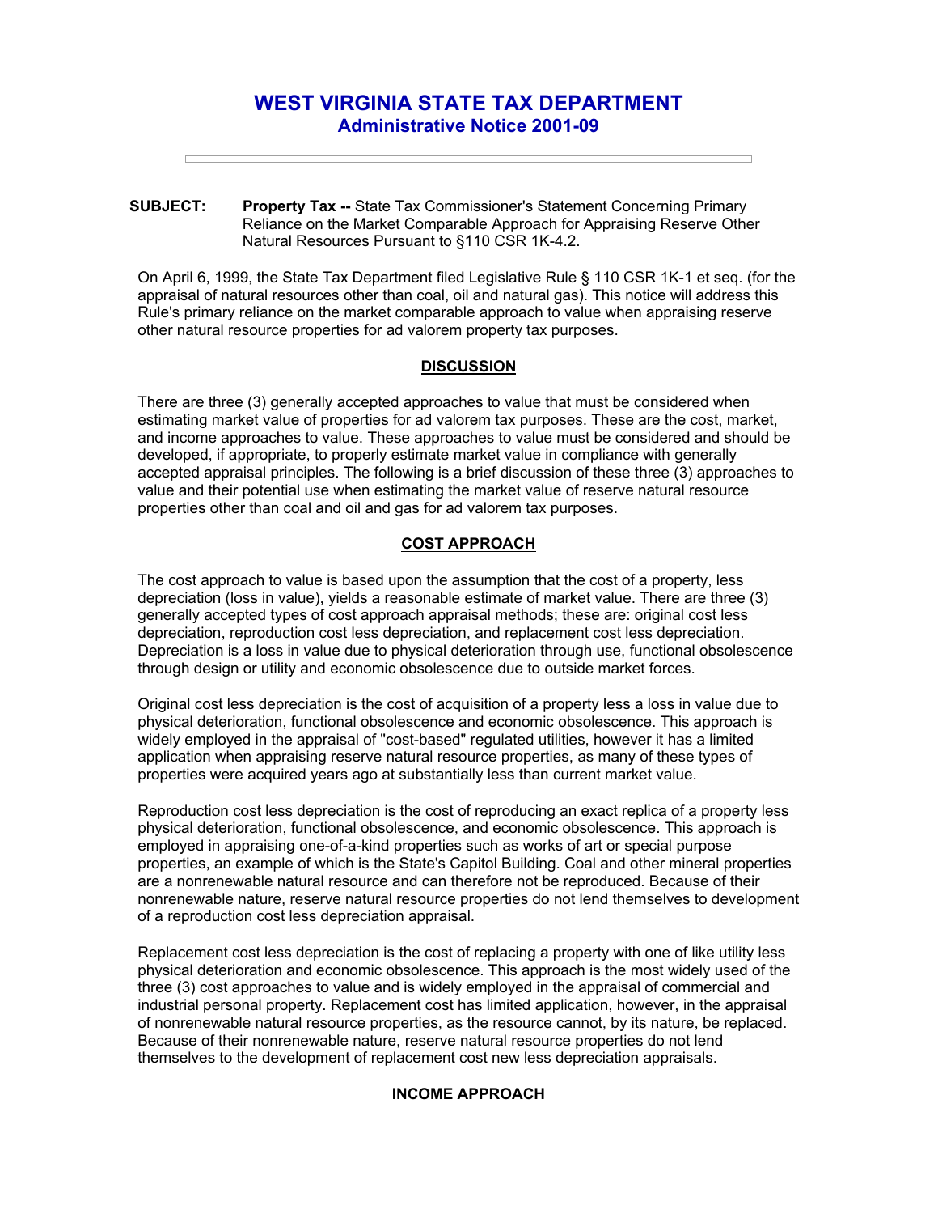# WEST VIRGINIA STATE TAX DEPARTMENT
## Administrative Notice 2001-09

---

**SUBJECT:** **Property Tax --** State Tax Commissioner's Statement Concerning Primary Reliance on the Market Comparable Approach for Appraising Reserve Other Natural Resources Pursuant to §110 CSR 1K-4.2.

On April 6, 1999, the State Tax Department filed Legislative Rule § 110 CSR 1K-1 et seq. (for the appraisal of natural resources other than coal, oil and natural gas). This notice will address this Rule's primary reliance on the market comparable approach to value when appraising reserve other natural resource properties for ad valorem property tax purposes.

### DISCUSSION

There are three (3) generally accepted approaches to value that must be considered when estimating market value of properties for ad valorem tax purposes. These are the cost, market, and income approaches to value. These approaches to value must be considered and should be developed, if appropriate, to properly estimate market value in compliance with generally accepted appraisal principles. The following is a brief discussion of these three (3) approaches to value and their potential use when estimating the market value of reserve natural resource properties other than coal and oil and gas for ad valorem tax purposes.

### COST APPROACH

The cost approach to value is based upon the assumption that the cost of a property, less depreciation (loss in value), yields a reasonable estimate of market value. There are three (3) generally accepted types of cost approach appraisal methods; these are: original cost less depreciation, reproduction cost less depreciation, and replacement cost less depreciation. Depreciation is a loss in value due to physical deterioration through use, functional obsolescence through design or utility and economic obsolescence due to outside market forces.

Original cost less depreciation is the cost of acquisition of a property less a loss in value due to physical deterioration, functional obsolescence and economic obsolescence. This approach is widely employed in the appraisal of "cost-based" regulated utilities, however it has a limited application when appraising reserve natural resource properties, as many of these types of properties were acquired years ago at substantially less than current market value.

Reproduction cost less depreciation is the cost of reproducing an exact replica of a property less physical deterioration, functional obsolescence, and economic obsolescence. This approach is employed in appraising one-of-a-kind properties such as works of art or special purpose properties, an example of which is the State's Capitol Building. Coal and other mineral properties are a nonrenewable natural resource and can therefore not be reproduced. Because of their nonrenewable nature, reserve natural resource properties do not lend themselves to development of a reproduction cost less depreciation appraisal.

Replacement cost less depreciation is the cost of replacing a property with one of like utility less physical deterioration and economic obsolescence. This approach is the most widely used of the three (3) cost approaches to value and is widely employed in the appraisal of commercial and industrial personal property. Replacement cost has limited application, however, in the appraisal of nonrenewable natural resource properties, as the resource cannot, by its nature, be replaced. Because of their nonrenewable nature, reserve natural resource properties do not lend themselves to the development of replacement cost new less depreciation appraisals.

### INCOME APPROACH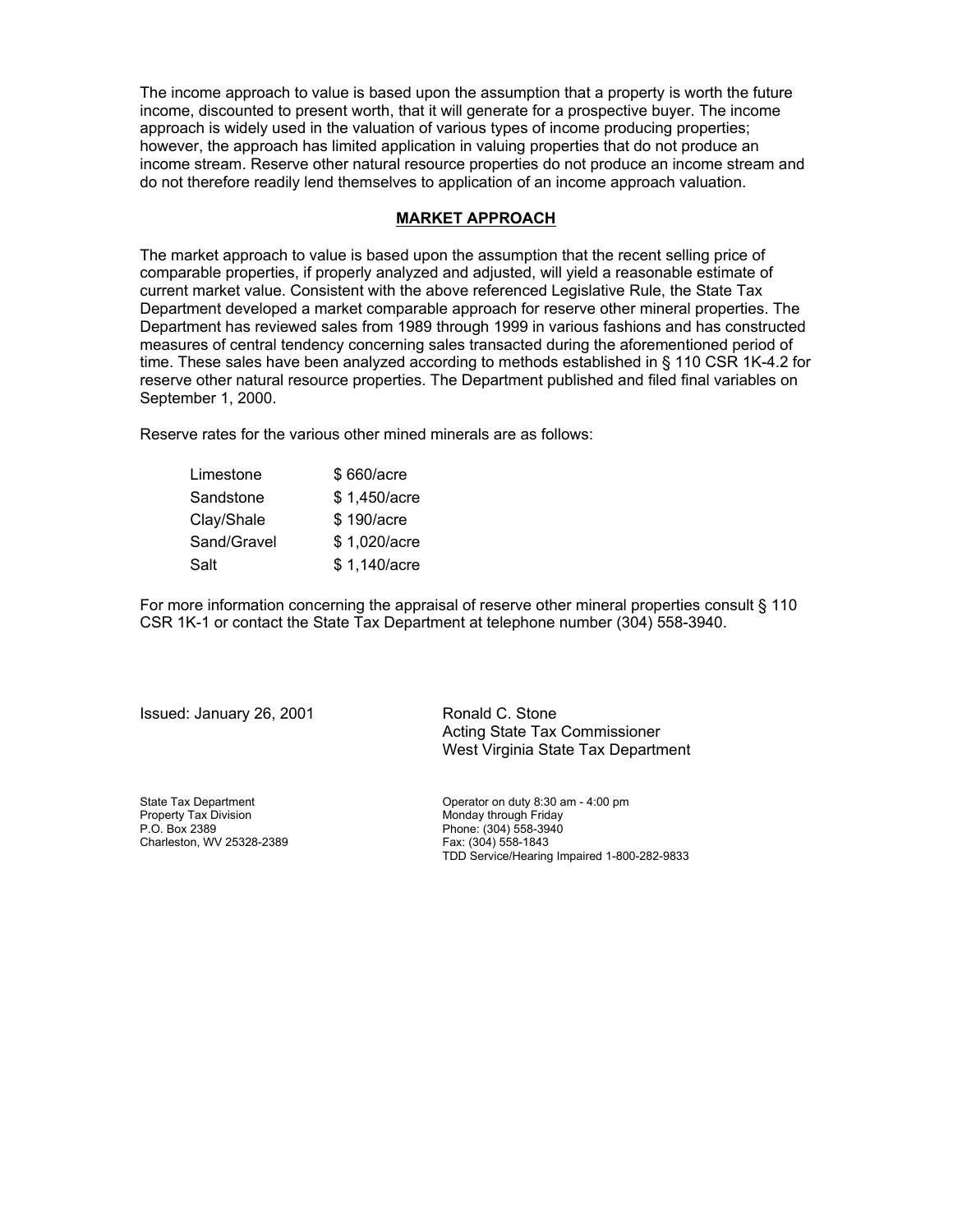The income approach to value is based upon the assumption that a property is worth the future income, discounted to present worth, that it will generate for a prospective buyer. The income approach is widely used in the valuation of various types of income producing properties; however, the approach has limited application in valuing properties that do not produce an income stream. Reserve other natural resource properties do not produce an income stream and do not therefore readily lend themselves to application of an income approach valuation.

## MARKET APPROACH

The market approach to value is based upon the assumption that the recent selling price of comparable properties, if properly analyzed and adjusted, will yield a reasonable estimate of current market value. Consistent with the above referenced Legislative Rule, the State Tax Department developed a market comparable approach for reserve other mineral properties. The Department has reviewed sales from 1989 through 1999 in various fashions and has constructed measures of central tendency concerning sales transacted during the aforementioned period of time. These sales have been analyzed according to methods established in § 110 CSR 1K-4.2 for reserve other natural resource properties. The Department published and filed final variables on September 1, 2000.

Reserve rates for the various other mined minerals are as follows:

| | |
|---|---|
| Limestone | $ 660/acre |
| Sandstone | $ 1,450/acre |
| Clay/Shale | $ 190/acre |
| Sand/Gravel | $ 1,020/acre |
| Salt | $ 1,140/acre |

For more information concerning the appraisal of reserve other mineral properties consult § 110 CSR 1K-1 or contact the State Tax Department at telephone number (304) 558-3940.

Issued: January 26, 2001

Ronald C. Stone
Acting State Tax Commissioner
West Virginia State Tax Department

State Tax Department
Property Tax Division
P.O. Box 2389
Charleston, WV 25328-2389

Operator on duty 8:30 am - 4:00 pm
Monday through Friday
Phone: (304) 558-3940
Fax: (304) 558-1843
TDD Service/Hearing Impaired 1-800-282-9833